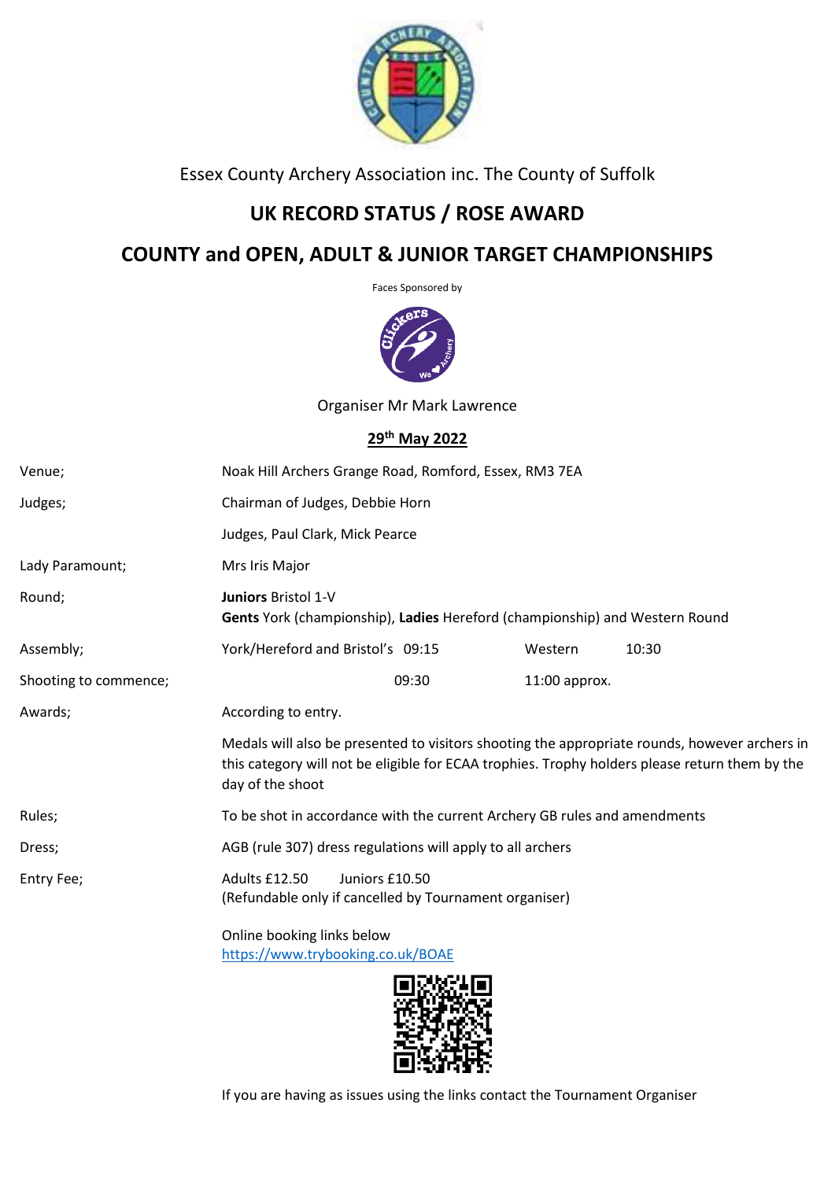Essex County Archery Association inc. The County of Suffolk

# UK RECORD STATUS / ROSE AWARD

# COUNTY and OPEN, ADULT & JUNIOR TARGET CHAMPIONSHIPS

Faces Sponsored by

Organiser Mr Mark Lawrence

**29th May 2022**

| | | | |
|---|---|---|---|
| Venue; | Noak Hill Archers Grange Road, Romford, Essex, RM3 7EA | | |
| Judges; | Chairman of Judges, Debbie Horn | | |
| | Judges, Paul Clark, Mick Pearce | | |
| Lady Paramount; | Mrs Iris Major | | |
| Round; | **Juniors** Bristol 1-V<br>**Gents** York (championship), **Ladies** Hereford (championship) and Western Round | | |
| Assembly; | York/Hereford and Bristol's 09:15 | Western | 10:30 |
| Shooting to commence; | 09:30 | | 11:00 approx. |
| Awards; | According to entry. | | |
| | Medals will also be presented to visitors shooting the appropriate rounds, however archers in this category will not be eligible for ECAA trophies. Trophy holders please return them by the day of the shoot | | |
| Rules; | To be shot in accordance with the current Archery GB rules and amendments | | |
| Dress; | AGB (rule 307) dress regulations will apply to all archers | | |
| Entry Fee; | Adults £12.50 Juniors £10.50<br>(Refundable only if cancelled by Tournament organiser) | | |

Online booking links below
https://www.trybooking.co.uk/BOAE

If you are having as issues using the links contact the Tournament Organiser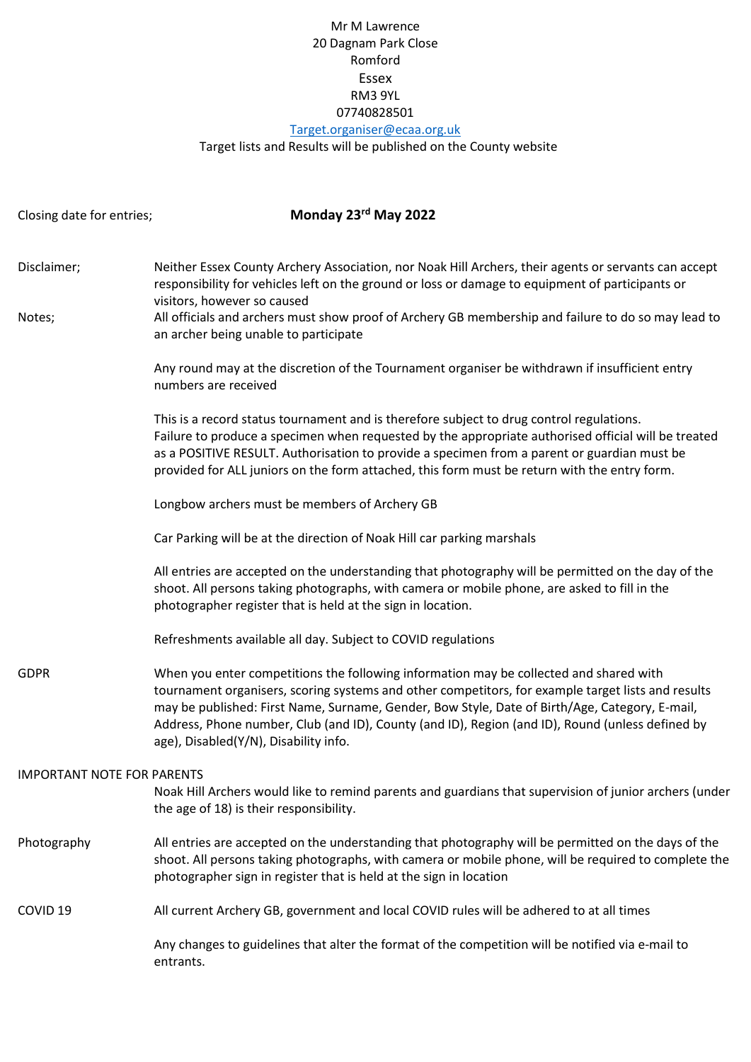Mr M Lawrence
20 Dagnam Park Close
Romford
Essex
RM3 9YL
07740828501
Target.organiser@ecaa.org.uk
Target lists and Results will be published on the County website

Closing date for entries; **Monday 23rd May 2022**

Disclaimer; Neither Essex County Archery Association, nor Noak Hill Archers, their agents or servants can accept responsibility for vehicles left on the ground or loss or damage to equipment of participants or visitors, however so caused

Notes; All officials and archers must show proof of Archery GB membership and failure to do so may lead to an archer being unable to participate

Any round may at the discretion of the Tournament organiser be withdrawn if insufficient entry numbers are received

This is a record status tournament and is therefore subject to drug control regulations. Failure to produce a specimen when requested by the appropriate authorised official will be treated as a POSITIVE RESULT. Authorisation to provide a specimen from a parent or guardian must be provided for ALL juniors on the form attached, this form must be return with the entry form.

Longbow archers must be members of Archery GB

Car Parking will be at the direction of Noak Hill car parking marshals

All entries are accepted on the understanding that photography will be permitted on the day of the shoot. All persons taking photographs, with camera or mobile phone, are asked to fill in the photographer register that is held at the sign in location.

Refreshments available all day. Subject to COVID regulations

GDPR When you enter competitions the following information may be collected and shared with tournament organisers, scoring systems and other competitors, for example target lists and results may be published: First Name, Surname, Gender, Bow Style, Date of Birth/Age, Category, E-mail, Address, Phone number, Club (and ID), County (and ID), Region (and ID), Round (unless defined by age), Disabled(Y/N), Disability info.

IMPORTANT NOTE FOR PARENTS

Noak Hill Archers would like to remind parents and guardians that supervision of junior archers (under the age of 18) is their responsibility.

Photography All entries are accepted on the understanding that photography will be permitted on the days of the shoot. All persons taking photographs, with camera or mobile phone, will be required to complete the photographer sign in register that is held at the sign in location

COVID 19 All current Archery GB, government and local COVID rules will be adhered to at all times

Any changes to guidelines that alter the format of the competition will be notified via e-mail to entrants.